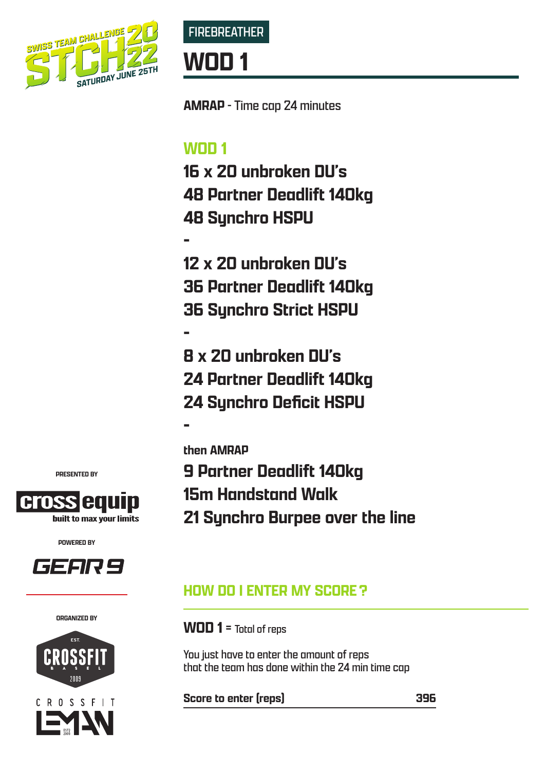SWISS TEAM CHALLENGE 2022
SATURDAY JUNE 25TH

FIREBREATHER

# WOD 1

**AMRAP** - Time cap 24 minutes

## WOD 1

**16 x 20 unbroken DU's**
**48 Partner Deadlift 140kg**
**48 Synchro HSPU**

-

**12 x 20 unbroken DU's**
**36 Partner Deadlift 140kg**
**36 Synchro Strict HSPU**

-

**8 x 20 unbroken DU's**
**24 Partner Deadlift 140kg**
**24 Synchro Deficit HSPU**

-

**then AMRAP**
**9 Partner Deadlift 140kg**
**15m Handstand Walk**
**21 Synchro Burpee over the line**

## HOW DO I ENTER MY SCORE ?

**WOD 1** = Total of reps

You just have to enter the amount of reps
that the team has done within the 24 min time cap

| Score to enter (reps) | 396 |
|---|---|

PRESENTED BY

cross equip
built to max your limits

POWERED BY

GEAR 9

ORGANIZED BY

EST. CROSSFIT BASEL 2009

CROSSFIT LEMAN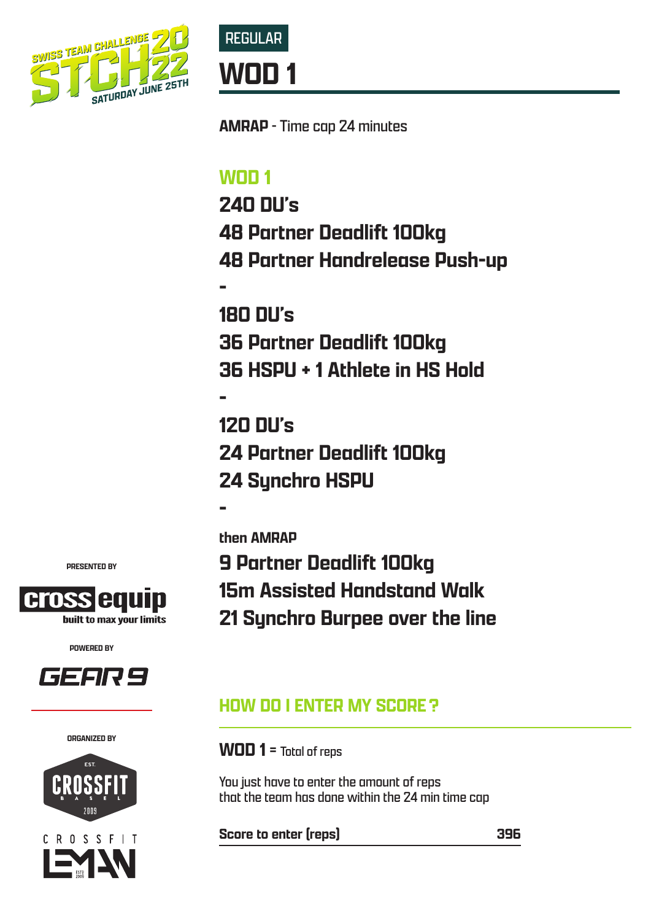REGULAR

# WOD 1

**AMRAP** - Time cap 24 minutes

## WOD 1

**240 DU's**
**48 Partner Deadlift 100kg**
**48 Partner Handrelease Push-up**

-

**180 DU's**
**36 Partner Deadlift 100kg**
**36 HSPU + 1 Athlete in HS Hold**

-

**120 DU's**
**24 Partner Deadlift 100kg**
**24 Synchro HSPU**

-

**then AMRAP**

**9 Partner Deadlift 100kg**
**15m Assisted Handstand Walk**
**21 Synchro Burpee over the line**

PRESENTED BY

cross equip
built to max your limits

POWERED BY

GEAR 9

ORGANIZED BY

CROSSFIT BASEL

CROSSFIT LEMAN

## HOW DO I ENTER MY SCORE ?

**WOD 1** = Total of reps

You just have to enter the amount of reps
that the team has done within the 24 min time cap

| Score to enter (reps) | 396 |
| --- | --- |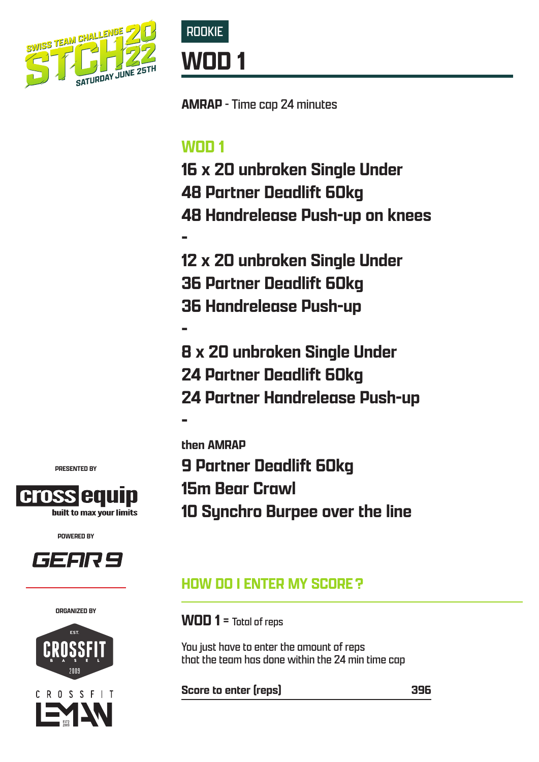ROOKIE

# WOD 1

**AMRAP** - Time cap 24 minutes

## WOD 1

**16 x 20 unbroken Single Under**
**48 Partner Deadlift 60kg**
**48 Handrelease Push-up on knees**

-

**12 x 20 unbroken Single Under**
**36 Partner Deadlift 60kg**
**36 Handrelease Push-up**

-

**8 x 20 unbroken Single Under**
**24 Partner Deadlift 60kg**
**24 Partner Handrelease Push-up**

-

**then AMRAP**

**9 Partner Deadlift 60kg**
**15m Bear Crawl**
**10 Synchro Burpee over the line**

## HOW DO I ENTER MY SCORE ?

**WOD 1** = Total of reps

You just have to enter the amount of reps
that the team has done within the 24 min time cap

| Score to enter (reps) | 396 |
| --- | --- |

PRESENTED BY

cross equip
built to max your limits

POWERED BY

GEAR 9

ORGANIZED BY

CROSSFIT BASEL EST. 2009

CROSSFIT LEMAN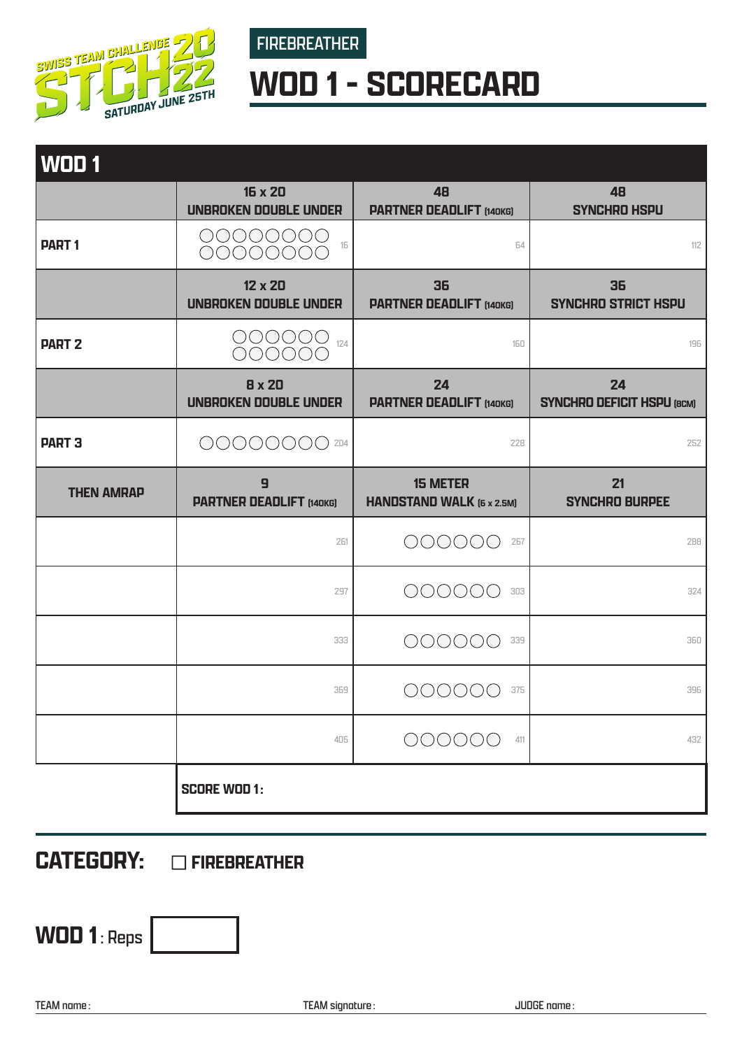SWISS TEAM CHALLENGE 2022
SATURDAY JUNE 25TH

FIREBREATHER

# WOD 1 - SCORECARD

| WOD 1 | | | |
|---|---|---|---|
| | **16 x 20 UNBROKEN DOUBLE UNDER** | **48 PARTNER DEADLIFT (140KG)** | **48 SYNCHRO HSPU** |
| **PART 1** | ◯◯◯◯◯◯◯◯ ◯◯◯◯◯◯◯◯ 16 | 64 | 112 |
| | **12 x 20 UNBROKEN DOUBLE UNDER** | **36 PARTNER DEADLIFT (140KG)** | **36 SYNCHRO STRICT HSPU** |
| **PART 2** | ◯◯◯◯◯◯ ◯◯◯◯◯◯ 124 | 160 | 196 |
| | **8 x 20 UNBROKEN DOUBLE UNDER** | **24 PARTNER DEADLIFT (140KG)** | **24 SYNCHRO DEFICIT HSPU (8CM)** |
| **PART 3** | ◯◯◯◯◯◯◯◯ 204 | 228 | 252 |
| **THEN AMRAP** | **9 PARTNER DEADLIFT (140KG)** | **15 METER HANDSTAND WALK (6 x 2.5M)** | **21 SYNCHRO BURPEE** |
| | 261 | ◯◯◯◯◯◯ 267 | 288 |
| | 297 | ◯◯◯◯◯◯ 303 | 324 |
| | 333 | ◯◯◯◯◯◯ 339 | 360 |
| | 369 | ◯◯◯◯◯◯ 375 | 396 |
| | 405 | ◯◯◯◯◯◯ 411 | 432 |
| | **SCORE WOD 1:** | | |

## CATEGORY: ☐ FIREBREATHER

**WOD 1**: Reps ☐

TEAM name:

TEAM signature:

JUDGE name: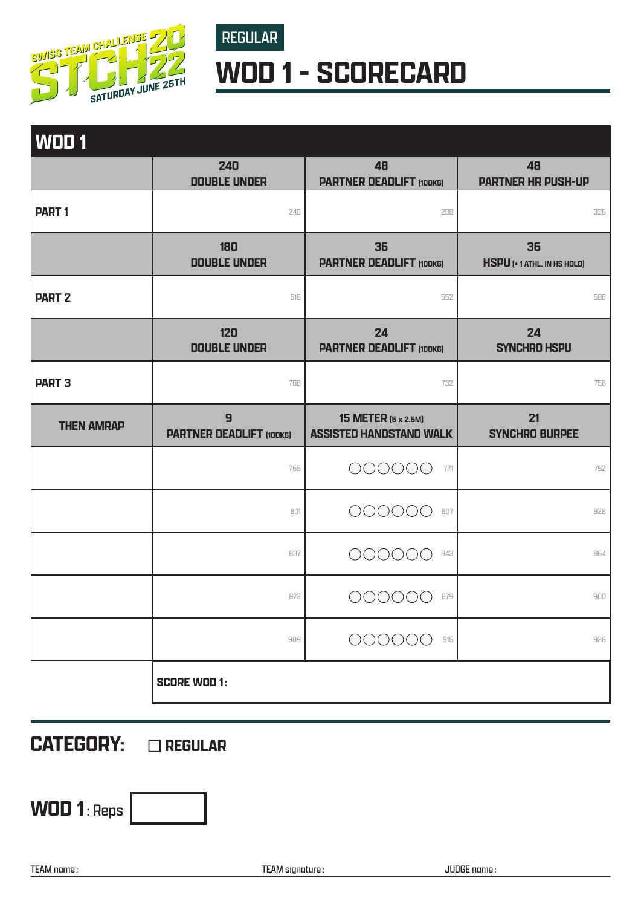SWISS TEAM CHALLENGE 2022 STCH SATURDAY JUNE 25TH

REGULAR

# WOD 1 - SCORECARD

| WOD 1 | | | |
|---|---|---|---|
| | 240 DOUBLE UNDER | 48 PARTNER DEADLIFT (100KG) | 48 PARTNER HR PUSH-UP |
| PART 1 | 240 | 288 | 336 |
| | 180 DOUBLE UNDER | 36 PARTNER DEADLIFT (100KG) | 36 HSPU (+ 1 ATHL. IN HS HOLD) |
| PART 2 | 516 | 552 | 588 |
| | 120 DOUBLE UNDER | 24 PARTNER DEADLIFT (100KG) | 24 SYNCHRO HSPU |
| PART 3 | 708 | 732 | 756 |
| THEN AMRAP | 9 PARTNER DEADLIFT (100KG) | 15 METER (6 x 2.5M) ASSISTED HANDSTAND WALK | 21 SYNCHRO BURPEE |
| | 765 | ○○○○○○ 771 | 792 |
| | 801 | ○○○○○○ 807 | 828 |
| | 837 | ○○○○○○ 843 | 864 |
| | 873 | ○○○○○○ 879 | 900 |
| | 909 | ○○○○○○ 915 | 936 |
| | SCORE WOD 1: | | |

**CATEGORY:** ☐ **REGULAR**

**WOD 1**: Reps

TEAM name: TEAM signature: JUDGE name: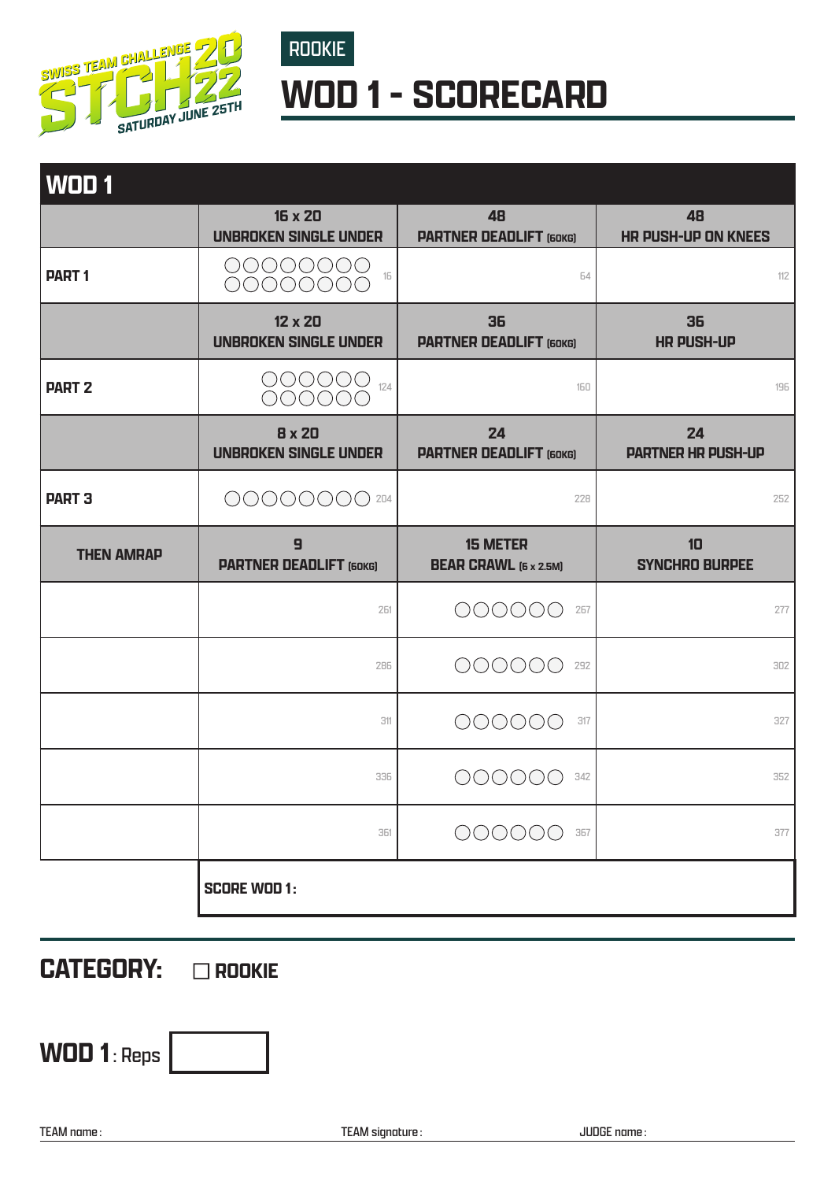SWISS TEAM CHALLENGE 2022 STCH SATURDAY JUNE 25TH

ROOKIE

# WOD 1 - SCORECARD

| WOD 1 | | | |
|---|---|---|---|
| | 16 x 20 UNBROKEN SINGLE UNDER | 48 PARTNER DEADLIFT (60KG) | 48 HR PUSH-UP ON KNEES |
| PART 1 | ○○○○○○○○ ○○○○○○○○ 16 | 64 | 112 |
| | 12 x 20 UNBROKEN SINGLE UNDER | 36 PARTNER DEADLIFT (60KG) | 36 HR PUSH-UP |
| PART 2 | ○○○○○○ ○○○○○○ 124 | 160 | 196 |
| | 8 x 20 UNBROKEN SINGLE UNDER | 24 PARTNER DEADLIFT (60KG) | 24 PARTNER HR PUSH-UP |
| PART 3 | ○○○○○○○○ 204 | 228 | 252 |
| THEN AMRAP | 9 PARTNER DEADLIFT (60KG) | 15 METER BEAR CRAWL (6 x 2.5M) | 10 SYNCHRO BURPEE |
| | 261 | ○○○○○○ 267 | 277 |
| | 286 | ○○○○○○ 292 | 302 |
| | 311 | ○○○○○○ 317 | 327 |
| | 336 | ○○○○○○ 342 | 352 |
| | 361 | ○○○○○○ 367 | 377 |
| | SCORE WOD 1: | | |

## CATEGORY: ☐ ROOKIE

**WOD 1**: Reps

TEAM name: TEAM signature: JUDGE name: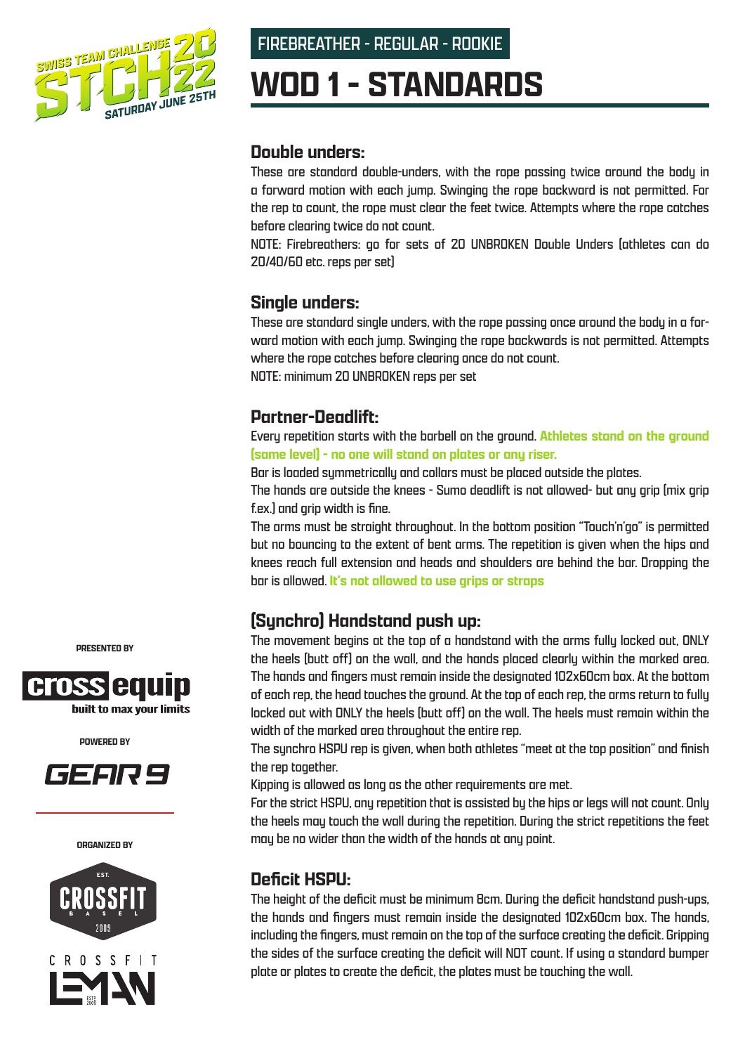FIREBREATHER - REGULAR - ROOKIE

# WOD 1 - STANDARDS

## Double unders:

These are standard double-unders, with the rope passing twice around the body in a forward motion with each jump. Swinging the rope backward is not permitted. For the rep to count, the rope must clear the feet twice. Attempts where the rope catches before clearing twice do not count.

NOTE: Firebreathers: go for sets of 20 UNBROKEN Double Unders (athletes can do 20/40/60 etc. reps per set)

## Single unders:

These are standard single unders, with the rope passing once around the body in a forward motion with each jump. Swinging the rope backwards is not permitted. Attempts where the rope catches before clearing once do not count.

NOTE: minimum 20 UNBROKEN reps per set

## Partner-Deadlift:

Every repetition starts with the barbell on the ground. **Athletes stand on the ground (same level) - no one will stand on plates or any riser.**

Bar is loaded symmetrically and collars must be placed outside the plates.

The hands are outside the knees - Sumo deadlift is not allowed- but any grip (mix grip f.ex.) and grip width is fine.

The arms must be straight throughout. In the bottom position "Touch'n'go" is permitted but no bouncing to the extent of bent arms. The repetition is given when the hips and knees reach full extension and heads and shoulders are behind the bar. Dropping the bar is allowed. **It's not allowed to use grips or straps**

## (Synchro) Handstand push up:

The movement begins at the top of a handstand with the arms fully locked out, ONLY the heels (butt off) on the wall, and the hands placed clearly within the marked area. The hands and fingers must remain inside the designated 102x60cm box. At the bottom of each rep, the head touches the ground. At the top of each rep, the arms return to fully locked out with ONLY the heels (butt off) on the wall. The heels must remain within the width of the marked area throughout the entire rep.

The synchro HSPU rep is given, when both athletes "meet at the top position" and finish the rep together.

Kipping is allowed as long as the other requirements are met.

For the strict HSPU, any repetition that is assisted by the hips or legs will not count. Only the heels may touch the wall during the repetition. During the strict repetitions the feet may be no wider than the width of the hands at any point.

## Deficit HSPU:

The height of the deficit must be minimum 8cm. During the deficit handstand push-ups, the hands and fingers must remain inside the designated 102x60cm box. The hands, including the fingers, must remain on the top of the surface creating the deficit. Gripping the sides of the surface creating the deficit will NOT count. If using a standard bumper plate or plates to create the deficit, the plates must be touching the wall.

PRESENTED BY

crossequip built to max your limits

POWERED BY

GEAR 9

ORGANIZED BY

CROSSFIT BASEL EST. 2009

CROSSFIT LEMAN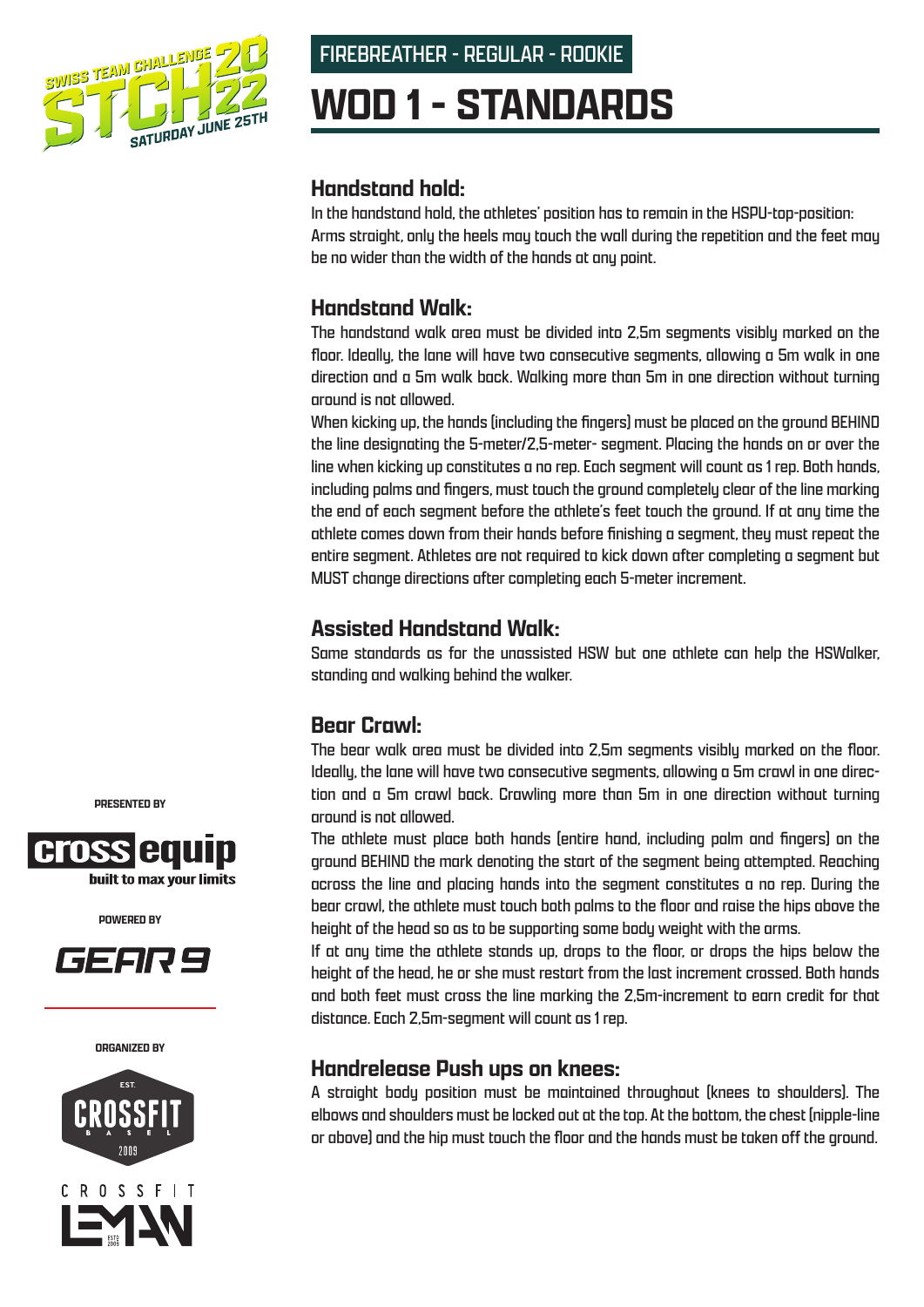FIREBREATHER - REGULAR - ROOKIE

# WOD 1 - STANDARDS

## Handstand hold:

In the handstand hold, the athletes' position has to remain in the HSPU-top-position: Arms straight, only the heels may touch the wall during the repetition and the feet may be no wider than the width of the hands at any point.

## Handstand Walk:

The handstand walk area must be divided into 2,5m segments visibly marked on the floor. Ideally, the lane will have two consecutive segments, allowing a 5m walk in one direction and a 5m walk back. Walking more than 5m in one direction without turning around is not allowed.

When kicking up, the hands (including the fingers) must be placed on the ground BEHIND the line designating the 5-meter/2,5-meter- segment. Placing the hands on or over the line when kicking up constitutes a no rep. Each segment will count as 1 rep. Both hands, including palms and fingers, must touch the ground completely clear of the line marking the end of each segment before the athlete's feet touch the ground. If at any time the athlete comes down from their hands before finishing a segment, they must repeat the entire segment. Athletes are not required to kick down after completing a segment but MUST change directions after completing each 5-meter increment.

## Assisted Handstand Walk:

Same standards as for the unassisted HSW but one athlete can help the HSWalker, standing and walking behind the walker.

## Bear Crawl:

The bear walk area must be divided into 2,5m segments visibly marked on the floor. Ideally, the lane will have two consecutive segments, allowing a 5m crawl in one direction and a 5m crawl back. Crawling more than 5m in one direction without turning around is not allowed.

The athlete must place both hands (entire hand, including palm and fingers) on the ground BEHIND the mark denoting the start of the segment being attempted. Reaching across the line and placing hands into the segment constitutes a no rep. During the bear crawl, the athlete must touch both palms to the floor and raise the hips above the height of the head so as to be supporting some body weight with the arms.

If at any time the athlete stands up, drops to the floor, or drops the hips below the height of the head, he or she must restart from the last increment crossed. Both hands and both feet must cross the line marking the 2,5m-increment to earn credit for that distance. Each 2,5m-segment will count as 1 rep.

## Handrelease Push ups on knees:

A straight body position must be maintained throughout (knees to shoulders). The elbows and shoulders must be locked out at the top. At the bottom, the chest (nipple-line or above) and the hip must touch the floor and the hands must be taken off the ground.

PRESENTED BY

POWERED BY

ORGANIZED BY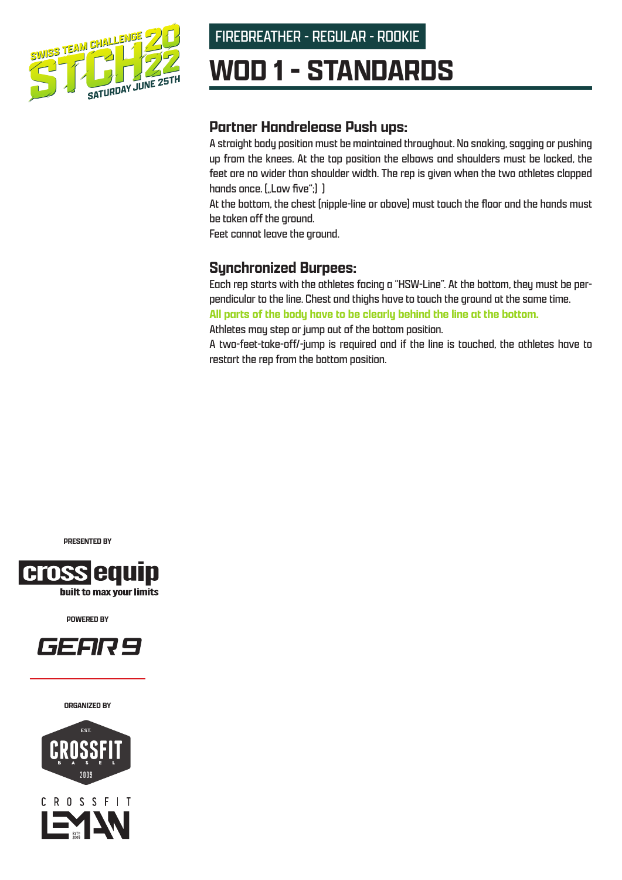FIREBREATHER - REGULAR - ROOKIE

# WOD 1 - STANDARDS

## Partner Handrelease Push ups:

A straight body position must be maintained throughout. No snaking, sagging or pushing up from the knees. At the top position the elbows and shoulders must be locked, the feet are no wider than shoulder width. The rep is given when the two athletes clapped hands once. („Low five";) )

At the bottom, the chest (nipple-line or above) must touch the floor and the hands must be taken off the ground.

Feet cannot leave the ground.

## Synchronized Burpees:

Each rep starts with the athletes facing a "HSW-Line". At the bottom, they must be perpendicular to the line. Chest and thighs have to touch the ground at the same time.

**All parts of the body have to be clearly behind the line at the bottom.**

Athletes may step or jump out of the bottom position.

A two-feet-take-off/-jump is required and if the line is touched, the athletes have to restart the rep from the bottom position.

PRESENTED BY

cross equip
built to max your limits

POWERED BY

GEAR 9

ORGANIZED BY

EST. CROSSFIT BASEL 2009

CROSSFIT LEMAN